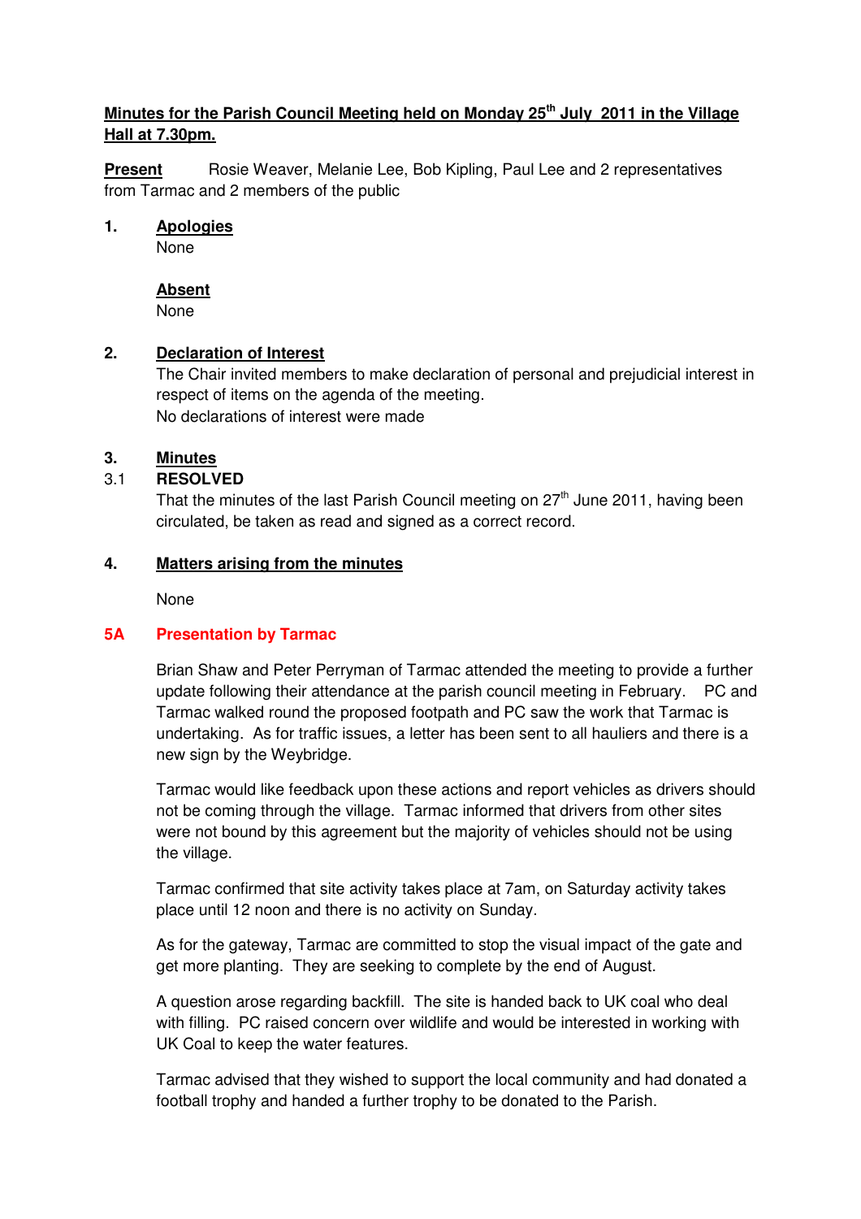# Minutes for the Parish Council Meeting held on Monday 25th July 2011 in the Village Hall at 7.30pm.

**Present** Rosie Weaver, Melanie Lee, Bob Kipling, Paul Lee and 2 representatives from Tarmac and 2 members of the public

## 1. Apologies

None

### Absent

None

## 2. Declaration of Interest

The Chair invited members to make declaration of personal and prejudicial interest in respect of items on the agenda of the meeting.
No declarations of interest were made

## 3. Minutes

3.1 **RESOLVED**

That the minutes of the last Parish Council meeting on 27th June 2011, having been circulated, be taken as read and signed as a correct record.

## 4. Matters arising from the minutes

None

## 5A Presentation by Tarmac

Brian Shaw and Peter Perryman of Tarmac attended the meeting to provide a further update following their attendance at the parish council meeting in February. PC and Tarmac walked round the proposed footpath and PC saw the work that Tarmac is undertaking. As for traffic issues, a letter has been sent to all hauliers and there is a new sign by the Weybridge.

Tarmac would like feedback upon these actions and report vehicles as drivers should not be coming through the village. Tarmac informed that drivers from other sites were not bound by this agreement but the majority of vehicles should not be using the village.

Tarmac confirmed that site activity takes place at 7am, on Saturday activity takes place until 12 noon and there is no activity on Sunday.

As for the gateway, Tarmac are committed to stop the visual impact of the gate and get more planting. They are seeking to complete by the end of August.

A question arose regarding backfill. The site is handed back to UK coal who deal with filling. PC raised concern over wildlife and would be interested in working with UK Coal to keep the water features.

Tarmac advised that they wished to support the local community and had donated a football trophy and handed a further trophy to be donated to the Parish.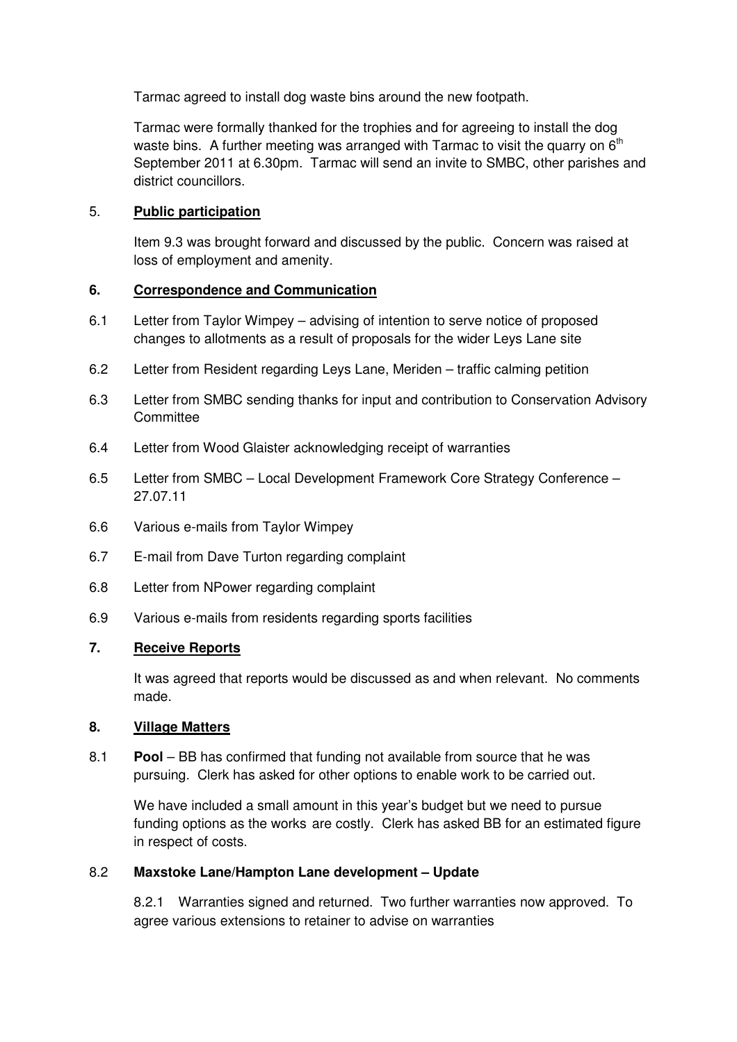Tarmac agreed to install dog waste bins around the new footpath.

Tarmac were formally thanked for the trophies and for agreeing to install the dog waste bins. A further meeting was arranged with Tarmac to visit the quarry on 6th September 2011 at 6.30pm. Tarmac will send an invite to SMBC, other parishes and district councillors.

## 5. **Public participation**

Item 9.3 was brought forward and discussed by the public. Concern was raised at loss of employment and amenity.

## 6. **Correspondence and Communication**

6.1 Letter from Taylor Wimpey – advising of intention to serve notice of proposed changes to allotments as a result of proposals for the wider Leys Lane site

6.2 Letter from Resident regarding Leys Lane, Meriden – traffic calming petition

6.3 Letter from SMBC sending thanks for input and contribution to Conservation Advisory Committee

6.4 Letter from Wood Glaister acknowledging receipt of warranties

6.5 Letter from SMBC – Local Development Framework Core Strategy Conference – 27.07.11

6.6 Various e-mails from Taylor Wimpey

6.7 E-mail from Dave Turton regarding complaint

6.8 Letter from NPower regarding complaint

6.9 Various e-mails from residents regarding sports facilities

## 7. **Receive Reports**

It was agreed that reports would be discussed as and when relevant. No comments made.

## 8. **Village Matters**

8.1 **Pool** – BB has confirmed that funding not available from source that he was pursuing. Clerk has asked for other options to enable work to be carried out.

We have included a small amount in this year's budget but we need to pursue funding options as the works are costly. Clerk has asked BB for an estimated figure in respect of costs.

### 8.2 **Maxstoke Lane/Hampton Lane development – Update**

8.2.1 Warranties signed and returned. Two further warranties now approved. To agree various extensions to retainer to advise on warranties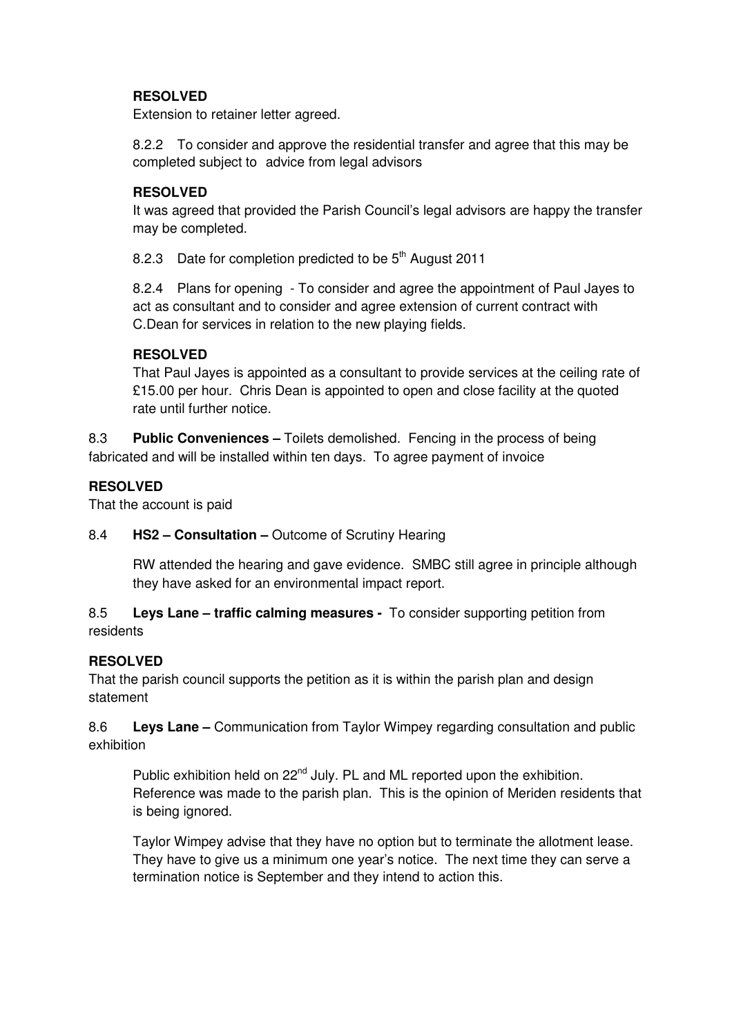**RESOLVED**
Extension to retainer letter agreed.

8.2.2 To consider and approve the residential transfer and agree that this may be completed subject to advice from legal advisors

**RESOLVED**
It was agreed that provided the Parish Council's legal advisors are happy the transfer may be completed.

8.2.3 Date for completion predicted to be 5th August 2011

8.2.4 Plans for opening - To consider and agree the appointment of Paul Jayes to act as consultant and to consider and agree extension of current contract with C.Dean for services in relation to the new playing fields.

**RESOLVED**
That Paul Jayes is appointed as a consultant to provide services at the ceiling rate of £15.00 per hour. Chris Dean is appointed to open and close facility at the quoted rate until further notice.

8.3 **Public Conveniences –** Toilets demolished. Fencing in the process of being fabricated and will be installed within ten days. To agree payment of invoice

**RESOLVED**
That the account is paid

8.4 **HS2 – Consultation –** Outcome of Scrutiny Hearing

RW attended the hearing and gave evidence. SMBC still agree in principle although they have asked for an environmental impact report.

8.5 **Leys Lane – traffic calming measures -** To consider supporting petition from residents

**RESOLVED**
That the parish council supports the petition as it is within the parish plan and design statement

8.6 **Leys Lane –** Communication from Taylor Wimpey regarding consultation and public exhibition

Public exhibition held on 22nd July. PL and ML reported upon the exhibition. Reference was made to the parish plan. This is the opinion of Meriden residents that is being ignored.

Taylor Wimpey advise that they have no option but to terminate the allotment lease. They have to give us a minimum one year's notice. The next time they can serve a termination notice is September and they intend to action this.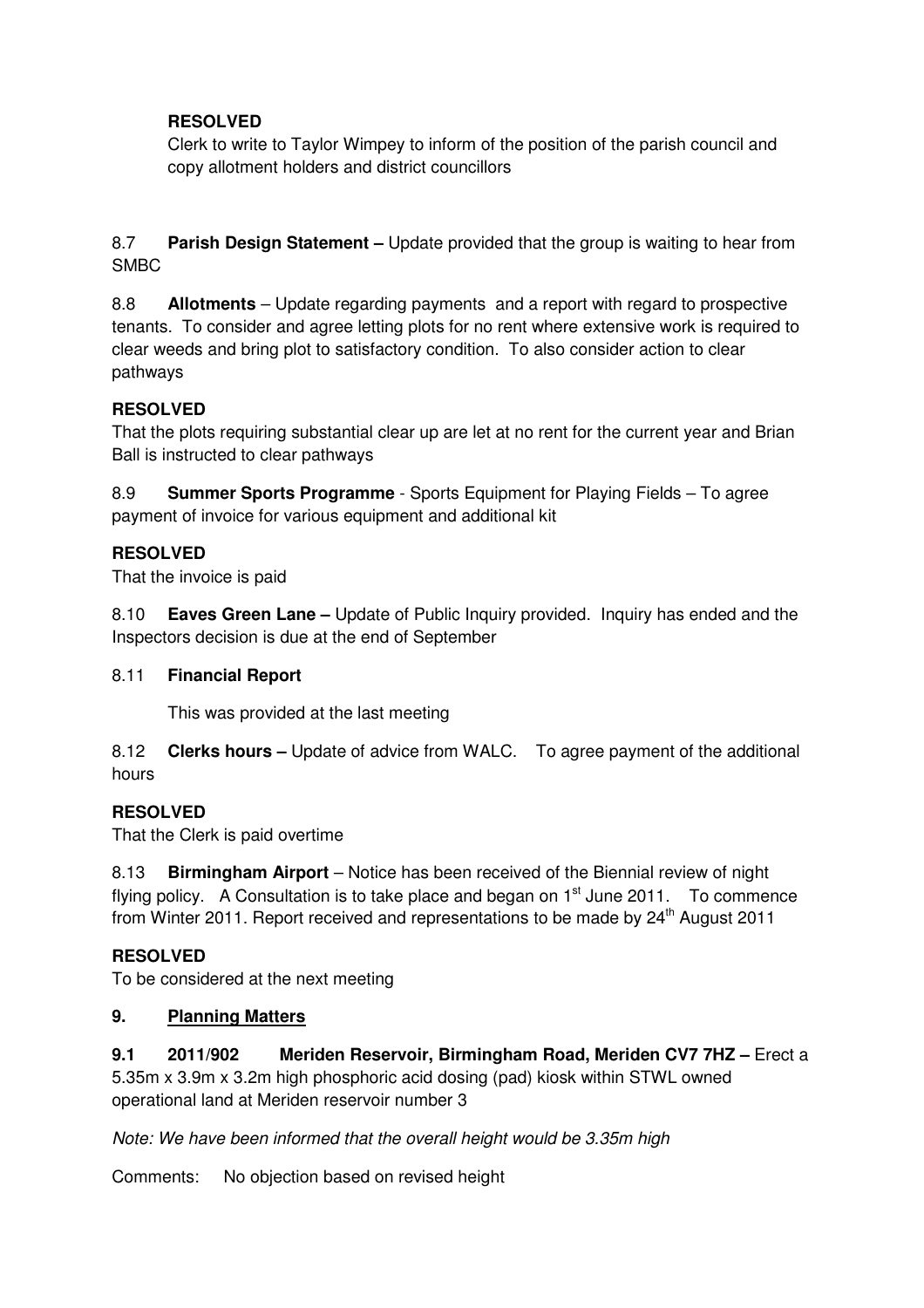**RESOLVED**

Clerk to write to Taylor Wimpey to inform of the position of the parish council and copy allotment holders and district councillors

8.7 **Parish Design Statement –** Update provided that the group is waiting to hear from SMBC

8.8 **Allotments** – Update regarding payments and a report with regard to prospective tenants. To consider and agree letting plots for no rent where extensive work is required to clear weeds and bring plot to satisfactory condition. To also consider action to clear pathways

**RESOLVED**

That the plots requiring substantial clear up are let at no rent for the current year and Brian Ball is instructed to clear pathways

8.9 **Summer Sports Programme** - Sports Equipment for Playing Fields – To agree payment of invoice for various equipment and additional kit

**RESOLVED**

That the invoice is paid

8.10 **Eaves Green Lane –** Update of Public Inquiry provided. Inquiry has ended and the Inspectors decision is due at the end of September

8.11 **Financial Report**

This was provided at the last meeting

8.12 **Clerks hours –** Update of advice from WALC. To agree payment of the additional hours

**RESOLVED**

That the Clerk is paid overtime

8.13 **Birmingham Airport** – Notice has been received of the Biennial review of night flying policy. A Consultation is to take place and began on 1st June 2011. To commence from Winter 2011. Report received and representations to be made by 24th August 2011

**RESOLVED**

To be considered at the next meeting

**9. Planning Matters**

**9.1 2011/902 Meriden Reservoir, Birmingham Road, Meriden CV7 7HZ –** Erect a 5.35m x 3.9m x 3.2m high phosphoric acid dosing (pad) kiosk within STWL owned operational land at Meriden reservoir number 3

*Note: We have been informed that the overall height would be 3.35m high*

Comments: No objection based on revised height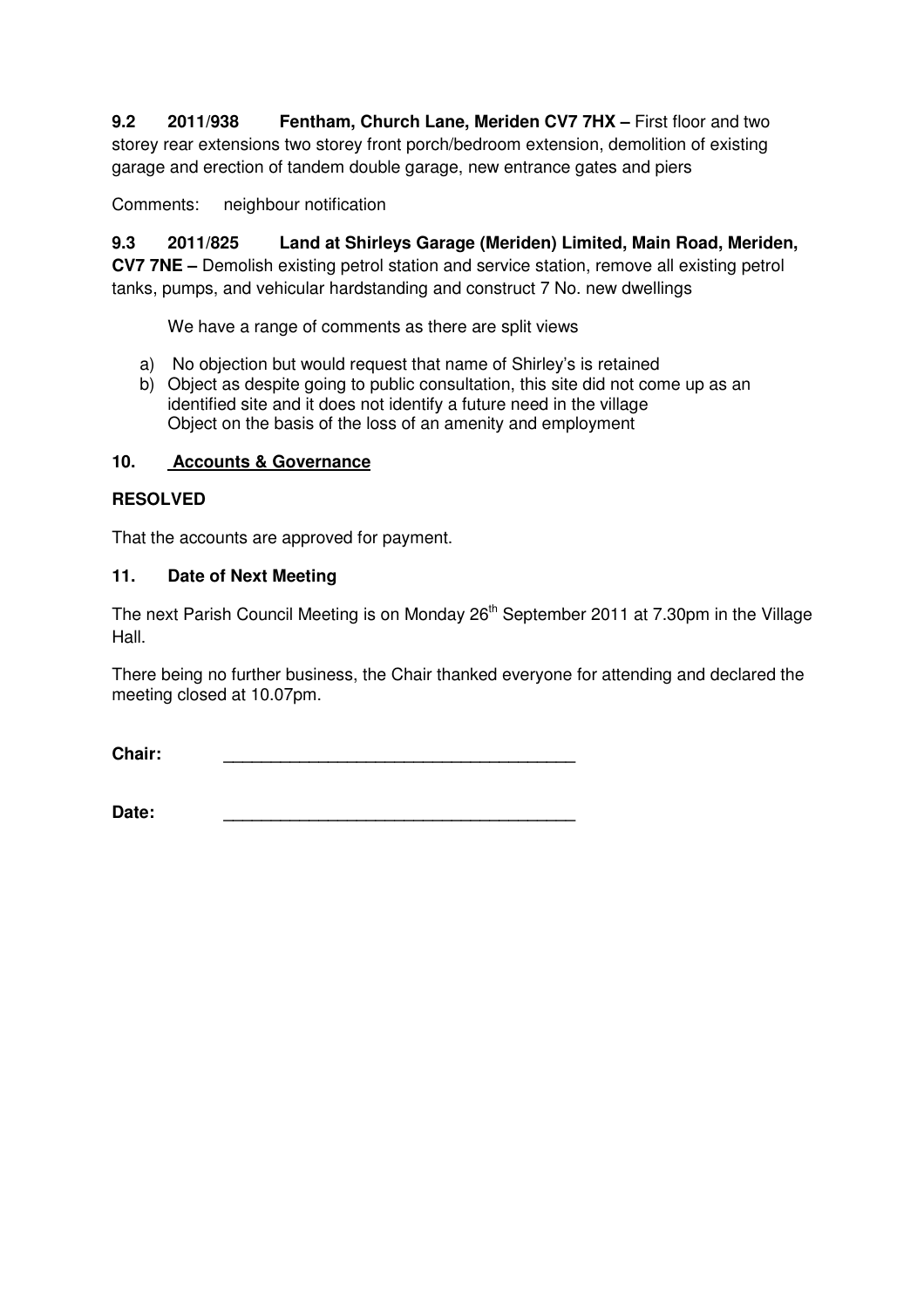**9.2 2011/938 Fentham, Church Lane, Meriden CV7 7HX –** First floor and two storey rear extensions two storey front porch/bedroom extension, demolition of existing garage and erection of tandem double garage, new entrance gates and piers

Comments: neighbour notification

**9.3 2011/825 Land at Shirleys Garage (Meriden) Limited, Main Road, Meriden, CV7 7NE –** Demolish existing petrol station and service station, remove all existing petrol tanks, pumps, and vehicular hardstanding and construct 7 No. new dwellings

We have a range of comments as there are split views

a) No objection but would request that name of Shirley's is retained
b) Object as despite going to public consultation, this site did not come up as an identified site and it does not identify a future need in the village
   Object on the basis of the loss of an amenity and employment

## 10. Accounts & Governance

**RESOLVED**

That the accounts are approved for payment.

## 11. Date of Next Meeting

The next Parish Council Meeting is on Monday 26th September 2011 at 7.30pm in the Village Hall.

There being no further business, the Chair thanked everyone for attending and declared the meeting closed at 10.07pm.

**Chair:** \_\_\_\_\_\_\_\_\_\_\_\_\_\_\_\_\_\_\_\_\_\_\_\_\_\_\_\_\_\_\_\_\_\_\_\_\_\_

**Date:** \_\_\_\_\_\_\_\_\_\_\_\_\_\_\_\_\_\_\_\_\_\_\_\_\_\_\_\_\_\_\_\_\_\_\_\_\_\_